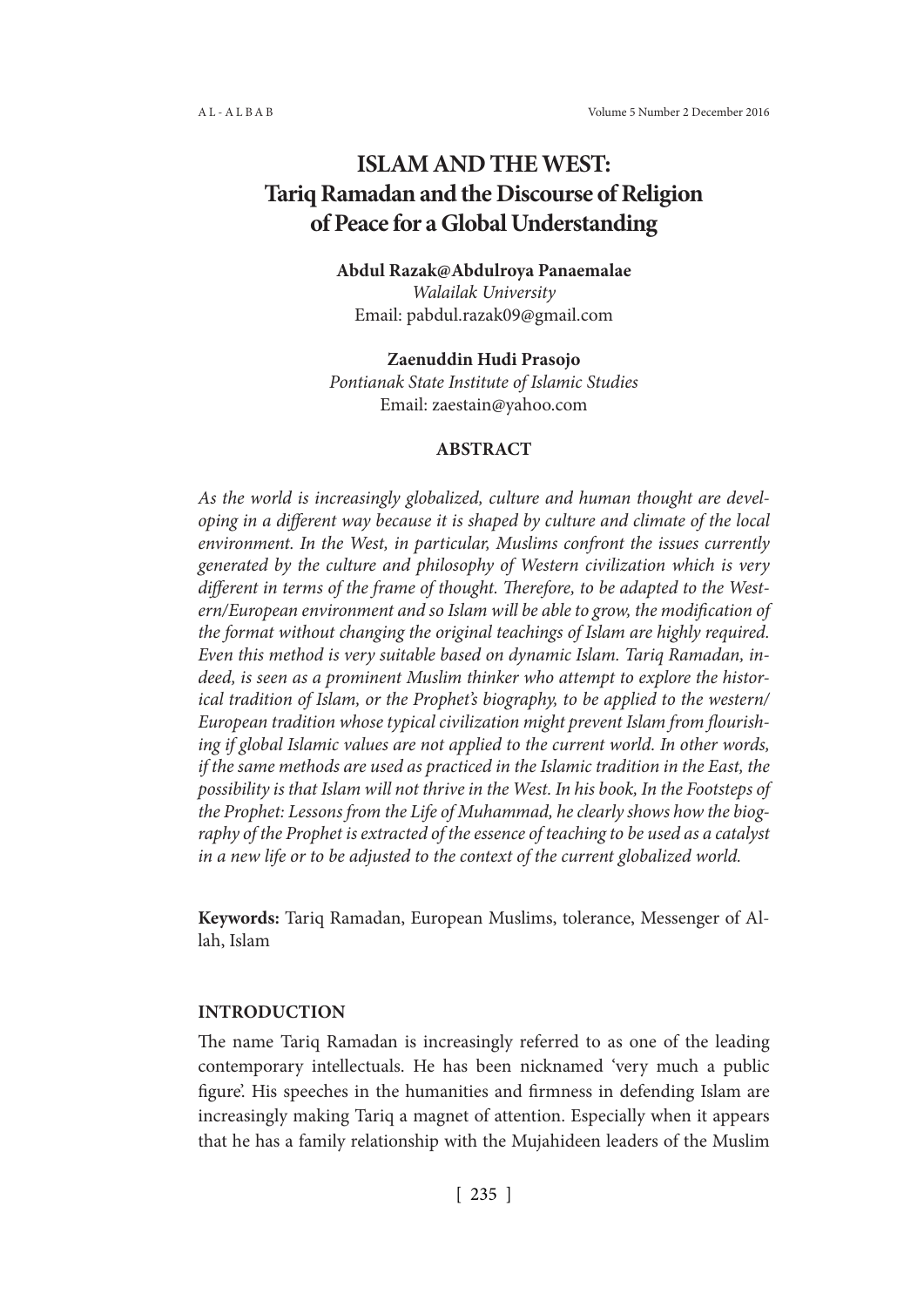# ISLAM AND THE WEST: Tariq Ramadan and the Discourse of Religion of Peace for a Global Understanding

**Abdul Razak@Abdulroya Panaemalae**
*Walailak University*
Email: pabdul.razak09@gmail.com

**Zaenuddin Hudi Prasojo**
*Pontianak State Institute of Islamic Studies*
Email: zaestain@yahoo.com

## ABSTRACT

*As the world is increasingly globalized, culture and human thought are developing in a different way because it is shaped by culture and climate of the local environment. In the West, in particular, Muslims confront the issues currently generated by the culture and philosophy of Western civilization which is very different in terms of the frame of thought. Therefore, to be adapted to the Western/European environment and so Islam will be able to grow, the modification of the format without changing the original teachings of Islam are highly required. Even this method is very suitable based on dynamic Islam. Tariq Ramadan, indeed, is seen as a prominent Muslim thinker who attempt to explore the historical tradition of Islam, or the Prophet's biography, to be applied to the western/European tradition whose typical civilization might prevent Islam from flourishing if global Islamic values are not applied to the current world. In other words, if the same methods are used as practiced in the Islamic tradition in the East, the possibility is that Islam will not thrive in the West. In his book, In the Footsteps of the Prophet: Lessons from the Life of Muhammad, he clearly shows how the biography of the Prophet is extracted of the essence of teaching to be used as a catalyst in a new life or to be adjusted to the context of the current globalized world.*

**Keywords:** Tariq Ramadan, European Muslims, tolerance, Messenger of Allah, Islam

## INTRODUCTION

The name Tariq Ramadan is increasingly referred to as one of the leading contemporary intellectuals. He has been nicknamed 'very much a public figure'. His speeches in the humanities and firmness in defending Islam are increasingly making Tariq a magnet of attention. Especially when it appears that he has a family relationship with the Mujahideen leaders of the Muslim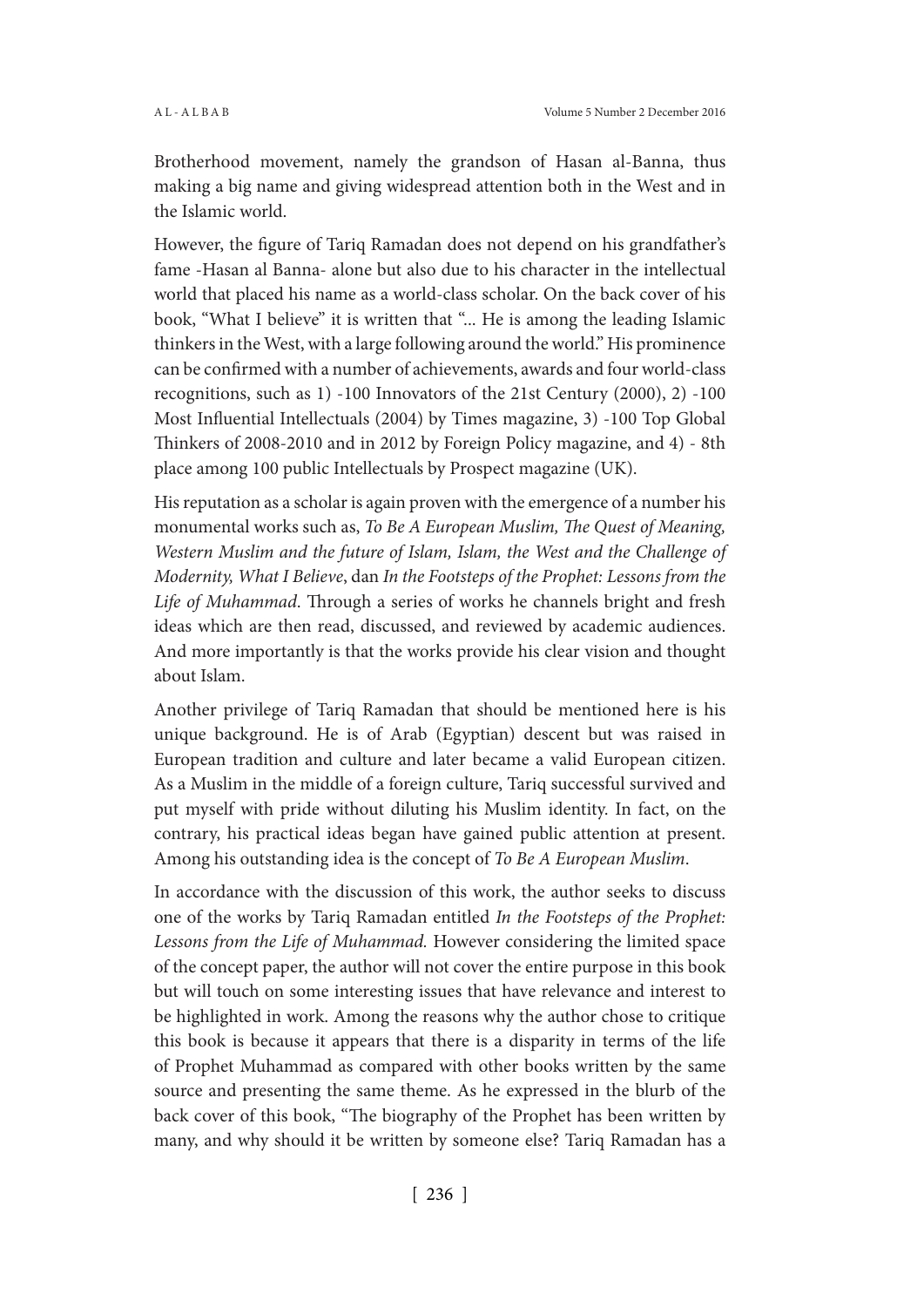Brotherhood movement, namely the grandson of Hasan al-Banna, thus making a big name and giving widespread attention both in the West and in the Islamic world.

However, the figure of Tariq Ramadan does not depend on his grandfather's fame -Hasan al Banna- alone but also due to his character in the intellectual world that placed his name as a world-class scholar. On the back cover of his book, "What I believe" it is written that "... He is among the leading Islamic thinkers in the West, with a large following around the world." His prominence can be confirmed with a number of achievements, awards and four world-class recognitions, such as 1) -100 Innovators of the 21st Century (2000), 2) -100 Most Influential Intellectuals (2004) by Times magazine, 3) -100 Top Global Thinkers of 2008-2010 and in 2012 by Foreign Policy magazine, and 4) - 8th place among 100 public Intellectuals by Prospect magazine (UK).

His reputation as a scholar is again proven with the emergence of a number his monumental works such as, *To Be A European Muslim, The Quest of Meaning, Western Muslim and the future of Islam, Islam, the West and the Challenge of Modernity, What I Believe*, dan *In the Footsteps of the Prophet: Lessons from the Life of Muhammad*. Through a series of works he channels bright and fresh ideas which are then read, discussed, and reviewed by academic audiences. And more importantly is that the works provide his clear vision and thought about Islam.

Another privilege of Tariq Ramadan that should be mentioned here is his unique background. He is of Arab (Egyptian) descent but was raised in European tradition and culture and later became a valid European citizen. As a Muslim in the middle of a foreign culture, Tariq successful survived and put myself with pride without diluting his Muslim identity. In fact, on the contrary, his practical ideas began have gained public attention at present. Among his outstanding idea is the concept of *To Be A European Muslim*.

In accordance with the discussion of this work, the author seeks to discuss one of the works by Tariq Ramadan entitled *In the Footsteps of the Prophet: Lessons from the Life of Muhammad.* However considering the limited space of the concept paper, the author will not cover the entire purpose in this book but will touch on some interesting issues that have relevance and interest to be highlighted in work. Among the reasons why the author chose to critique this book is because it appears that there is a disparity in terms of the life of Prophet Muhammad as compared with other books written by the same source and presenting the same theme. As he expressed in the blurb of the back cover of this book, "The biography of the Prophet has been written by many, and why should it be written by someone else? Tariq Ramadan has a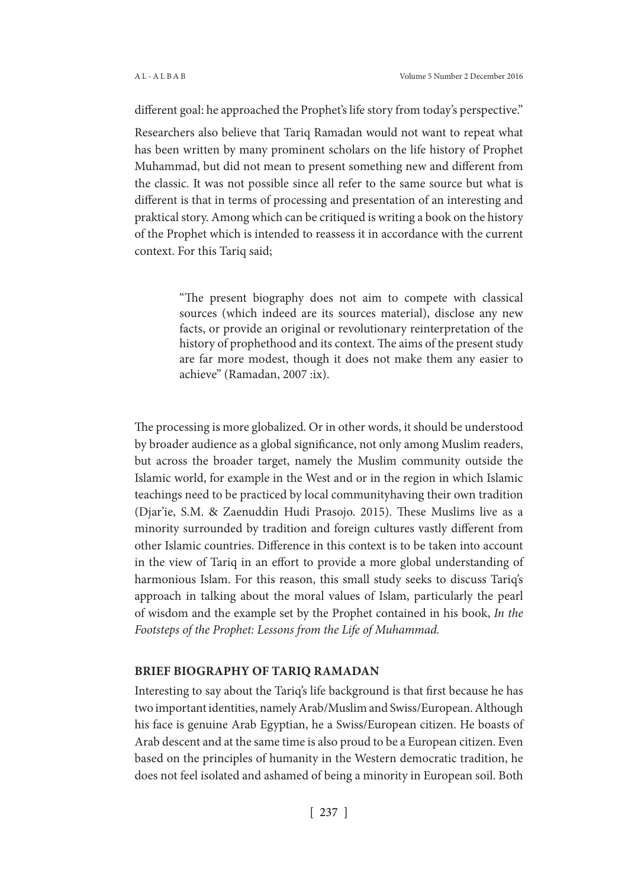different goal: he approached the Prophet's life story from today's perspective."

Researchers also believe that Tariq Ramadan would not want to repeat what has been written by many prominent scholars on the life history of Prophet Muhammad, but did not mean to present something new and different from the classic. It was not possible since all refer to the same source but what is different is that in terms of processing and presentation of an interesting and praktical story. Among which can be critiqued is writing a book on the history of the Prophet which is intended to reassess it in accordance with the current context. For this Tariq said;

> "The present biography does not aim to compete with classical sources (which indeed are its sources material), disclose any new facts, or provide an original or revolutionary reinterpretation of the history of prophethood and its context. The aims of the present study are far more modest, though it does not make them any easier to achieve" (Ramadan, 2007 :ix).

The processing is more globalized. Or in other words, it should be understood by broader audience as a global significance, not only among Muslim readers, but across the broader target, namely the Muslim community outside the Islamic world, for example in the West and or in the region in which Islamic teachings need to be practiced by local communityhaving their own tradition (Djar'ie, S.M. & Zaenuddin Hudi Prasojo. 2015). These Muslims live as a minority surrounded by tradition and foreign cultures vastly different from other Islamic countries. Difference in this context is to be taken into account in the view of Tariq in an effort to provide a more global understanding of harmonious Islam. For this reason, this small study seeks to discuss Tariq's approach in talking about the moral values of Islam, particularly the pearl of wisdom and the example set by the Prophet contained in his book, *In the Footsteps of the Prophet: Lessons from the Life of Muhammad.*

## BRIEF BIOGRAPHY OF TARIQ RAMADAN

Interesting to say about the Tariq's life background is that first because he has two important identities, namely Arab/Muslim and Swiss/European. Although his face is genuine Arab Egyptian, he a Swiss/European citizen. He boasts of Arab descent and at the same time is also proud to be a European citizen. Even based on the principles of humanity in the Western democratic tradition, he does not feel isolated and ashamed of being a minority in European soil. Both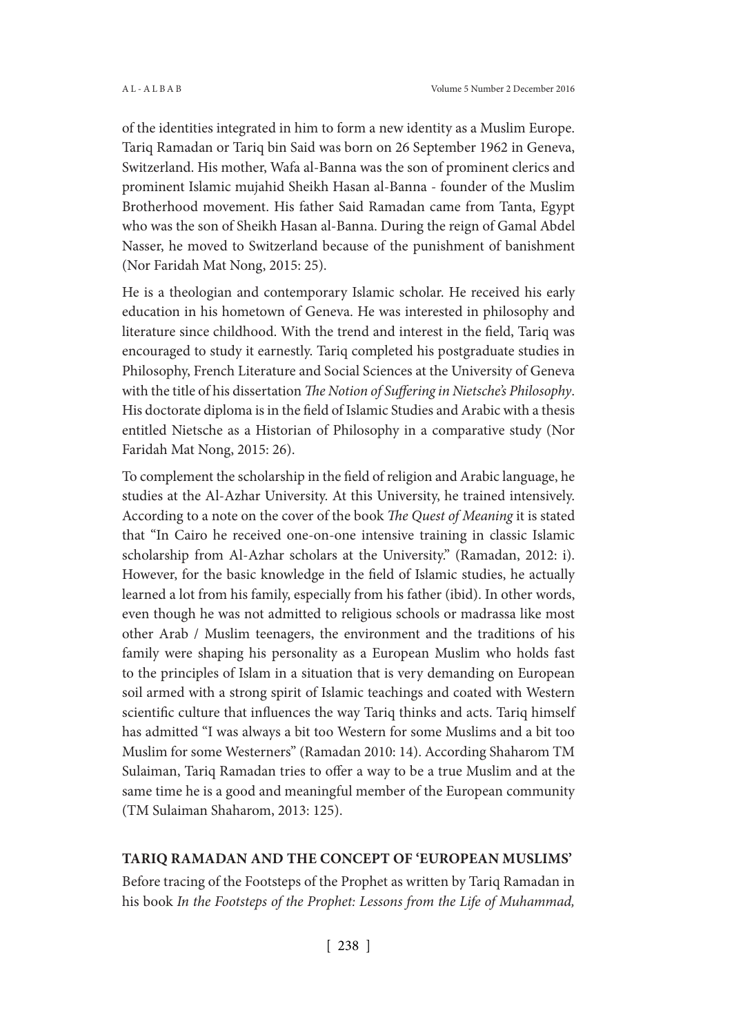of the identities integrated in him to form a new identity as a Muslim Europe. Tariq Ramadan or Tariq bin Said was born on 26 September 1962 in Geneva, Switzerland. His mother, Wafa al-Banna was the son of prominent clerics and prominent Islamic mujahid Sheikh Hasan al-Banna - founder of the Muslim Brotherhood movement. His father Said Ramadan came from Tanta, Egypt who was the son of Sheikh Hasan al-Banna. During the reign of Gamal Abdel Nasser, he moved to Switzerland because of the punishment of banishment (Nor Faridah Mat Nong, 2015: 25).

He is a theologian and contemporary Islamic scholar. He received his early education in his hometown of Geneva. He was interested in philosophy and literature since childhood. With the trend and interest in the field, Tariq was encouraged to study it earnestly. Tariq completed his postgraduate studies in Philosophy, French Literature and Social Sciences at the University of Geneva with the title of his dissertation *The Notion of Suffering in Nietsche's Philosophy*. His doctorate diploma is in the field of Islamic Studies and Arabic with a thesis entitled Nietsche as a Historian of Philosophy in a comparative study (Nor Faridah Mat Nong, 2015: 26).

To complement the scholarship in the field of religion and Arabic language, he studies at the Al-Azhar University. At this University, he trained intensively. According to a note on the cover of the book *The Quest of Meaning* it is stated that "In Cairo he received one-on-one intensive training in classic Islamic scholarship from Al-Azhar scholars at the University." (Ramadan, 2012: i). However, for the basic knowledge in the field of Islamic studies, he actually learned a lot from his family, especially from his father (ibid). In other words, even though he was not admitted to religious schools or madrassa like most other Arab / Muslim teenagers, the environment and the traditions of his family were shaping his personality as a European Muslim who holds fast to the principles of Islam in a situation that is very demanding on European soil armed with a strong spirit of Islamic teachings and coated with Western scientific culture that influences the way Tariq thinks and acts. Tariq himself has admitted "I was always a bit too Western for some Muslims and a bit too Muslim for some Westerners" (Ramadan 2010: 14). According Shaharom TM Sulaiman, Tariq Ramadan tries to offer a way to be a true Muslim and at the same time he is a good and meaningful member of the European community (TM Sulaiman Shaharom, 2013: 125).

## TARIQ RAMADAN AND THE CONCEPT OF 'EUROPEAN MUSLIMS'

Before tracing of the Footsteps of the Prophet as written by Tariq Ramadan in his book *In the Footsteps of the Prophet: Lessons from the Life of Muhammad,*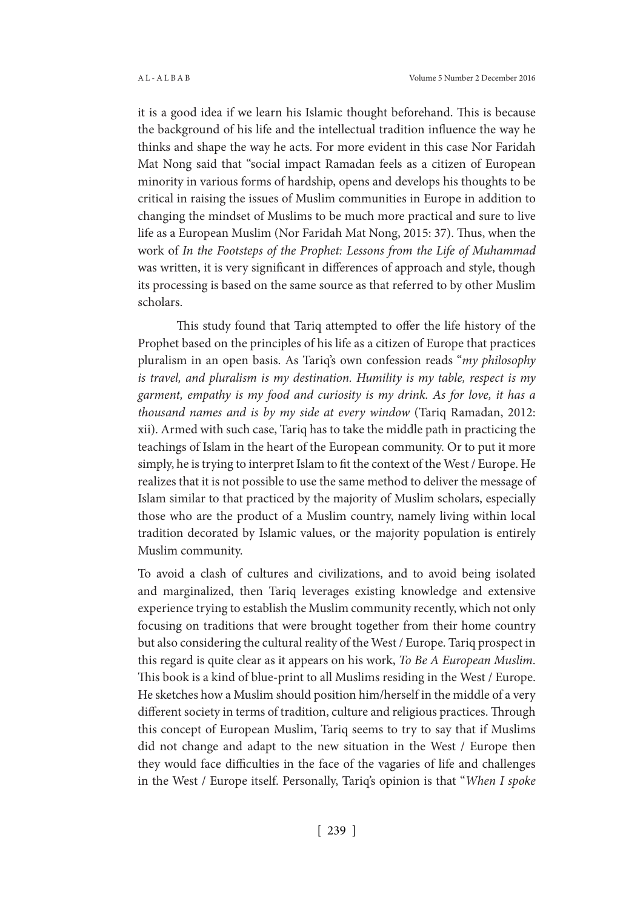it is a good idea if we learn his Islamic thought beforehand. This is because the background of his life and the intellectual tradition influence the way he thinks and shape the way he acts. For more evident in this case Nor Faridah Mat Nong said that "social impact Ramadan feels as a citizen of European minority in various forms of hardship, opens and develops his thoughts to be critical in raising the issues of Muslim communities in Europe in addition to changing the mindset of Muslims to be much more practical and sure to live life as a European Muslim (Nor Faridah Mat Nong, 2015: 37). Thus, when the work of *In the Footsteps of the Prophet: Lessons from the Life of Muhammad* was written, it is very significant in differences of approach and style, though its processing is based on the same source as that referred to by other Muslim scholars.

This study found that Tariq attempted to offer the life history of the Prophet based on the principles of his life as a citizen of Europe that practices pluralism in an open basis. As Tariq's own confession reads "*my philosophy is travel, and pluralism is my destination. Humility is my table, respect is my garment, empathy is my food and curiosity is my drink. As for love, it has a thousand names and is by my side at every window* (Tariq Ramadan, 2012: xii). Armed with such case, Tariq has to take the middle path in practicing the teachings of Islam in the heart of the European community. Or to put it more simply, he is trying to interpret Islam to fit the context of the West / Europe. He realizes that it is not possible to use the same method to deliver the message of Islam similar to that practiced by the majority of Muslim scholars, especially those who are the product of a Muslim country, namely living within local tradition decorated by Islamic values, or the majority population is entirely Muslim community.

To avoid a clash of cultures and civilizations, and to avoid being isolated and marginalized, then Tariq leverages existing knowledge and extensive experience trying to establish the Muslim community recently, which not only focusing on traditions that were brought together from their home country but also considering the cultural reality of the West / Europe. Tariq prospect in this regard is quite clear as it appears on his work, *To Be A European Muslim*. This book is a kind of blue-print to all Muslims residing in the West / Europe. He sketches how a Muslim should position him/herself in the middle of a very different society in terms of tradition, culture and religious practices. Through this concept of European Muslim, Tariq seems to try to say that if Muslims did not change and adapt to the new situation in the West / Europe then they would face difficulties in the face of the vagaries of life and challenges in the West / Europe itself. Personally, Tariq's opinion is that "*When I spoke*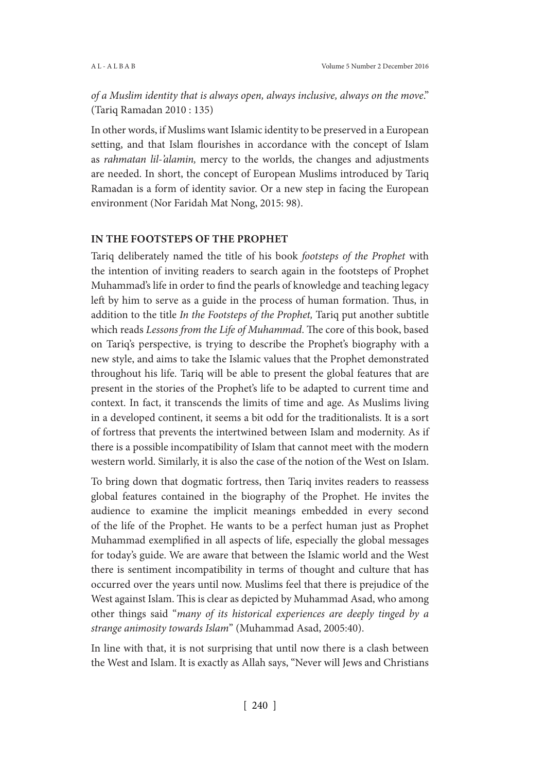*of a Muslim identity that is always open, always inclusive, always on the move*." (Tariq Ramadan 2010 : 135)

In other words, if Muslims want Islamic identity to be preserved in a European setting, and that Islam flourishes in accordance with the concept of Islam as *rahmatan lil-'alamin,* mercy to the worlds, the changes and adjustments are needed. In short, the concept of European Muslims introduced by Tariq Ramadan is a form of identity savior. Or a new step in facing the European environment (Nor Faridah Mat Nong, 2015: 98).

## IN THE FOOTSTEPS OF THE PROPHET

Tariq deliberately named the title of his book *footsteps of the Prophet* with the intention of inviting readers to search again in the footsteps of Prophet Muhammad's life in order to find the pearls of knowledge and teaching legacy left by him to serve as a guide in the process of human formation. Thus, in addition to the title *In the Footsteps of the Prophet,* Tariq put another subtitle which reads *Lessons from the Life of Muhammad*. The core of this book, based on Tariq's perspective, is trying to describe the Prophet's biography with a new style, and aims to take the Islamic values that the Prophet demonstrated throughout his life. Tariq will be able to present the global features that are present in the stories of the Prophet's life to be adapted to current time and context. In fact, it transcends the limits of time and age. As Muslims living in a developed continent, it seems a bit odd for the traditionalists. It is a sort of fortress that prevents the intertwined between Islam and modernity. As if there is a possible incompatibility of Islam that cannot meet with the modern western world. Similarly, it is also the case of the notion of the West on Islam.

To bring down that dogmatic fortress, then Tariq invites readers to reassess global features contained in the biography of the Prophet. He invites the audience to examine the implicit meanings embedded in every second of the life of the Prophet. He wants to be a perfect human just as Prophet Muhammad exemplified in all aspects of life, especially the global messages for today's guide. We are aware that between the Islamic world and the West there is sentiment incompatibility in terms of thought and culture that has occurred over the years until now. Muslims feel that there is prejudice of the West against Islam. This is clear as depicted by Muhammad Asad, who among other things said "*many of its historical experiences are deeply tinged by a strange animosity towards Islam*" (Muhammad Asad, 2005:40).

In line with that, it is not surprising that until now there is a clash between the West and Islam. It is exactly as Allah says, "Never will Jews and Christians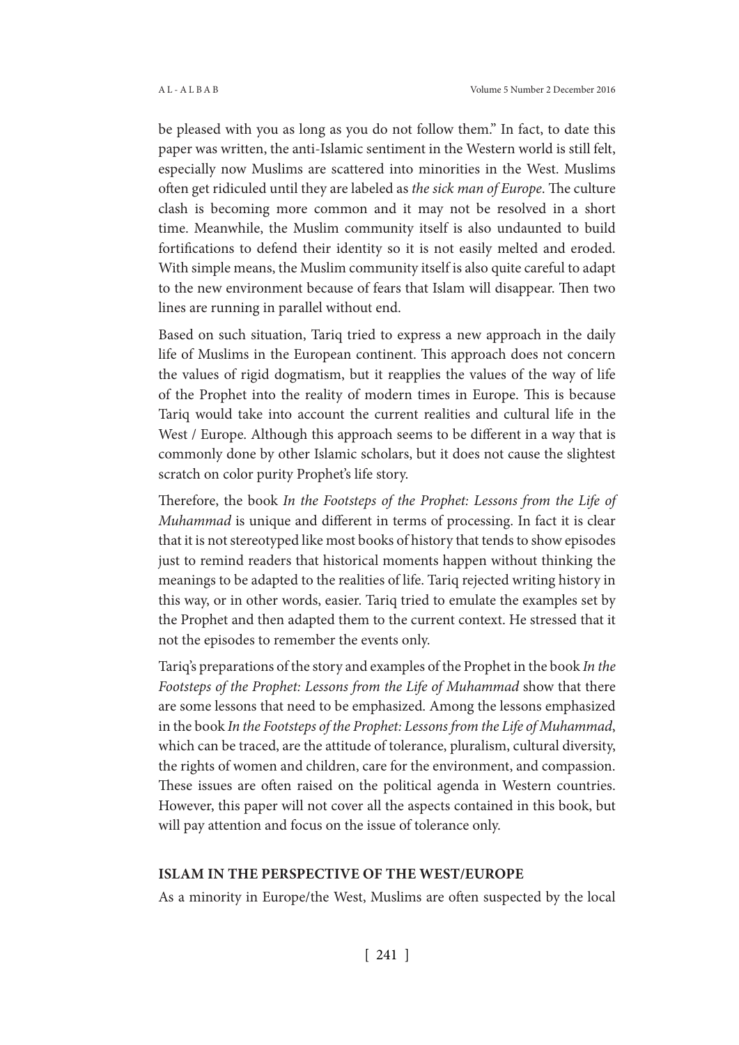be pleased with you as long as you do not follow them." In fact, to date this paper was written, the anti-Islamic sentiment in the Western world is still felt, especially now Muslims are scattered into minorities in the West. Muslims often get ridiculed until they are labeled as *the sick man of Europe*. The culture clash is becoming more common and it may not be resolved in a short time. Meanwhile, the Muslim community itself is also undaunted to build fortifications to defend their identity so it is not easily melted and eroded. With simple means, the Muslim community itself is also quite careful to adapt to the new environment because of fears that Islam will disappear. Then two lines are running in parallel without end.

Based on such situation, Tariq tried to express a new approach in the daily life of Muslims in the European continent. This approach does not concern the values of rigid dogmatism, but it reapplies the values of the way of life of the Prophet into the reality of modern times in Europe. This is because Tariq would take into account the current realities and cultural life in the West / Europe. Although this approach seems to be different in a way that is commonly done by other Islamic scholars, but it does not cause the slightest scratch on color purity Prophet's life story.

Therefore, the book *In the Footsteps of the Prophet: Lessons from the Life of Muhammad* is unique and different in terms of processing. In fact it is clear that it is not stereotyped like most books of history that tends to show episodes just to remind readers that historical moments happen without thinking the meanings to be adapted to the realities of life. Tariq rejected writing history in this way, or in other words, easier. Tariq tried to emulate the examples set by the Prophet and then adapted them to the current context. He stressed that it not the episodes to remember the events only.

Tariq's preparations of the story and examples of the Prophet in the book *In the Footsteps of the Prophet: Lessons from the Life of Muhammad* show that there are some lessons that need to be emphasized. Among the lessons emphasized in the book *In the Footsteps of the Prophet: Lessons from the Life of Muhammad*, which can be traced, are the attitude of tolerance, pluralism, cultural diversity, the rights of women and children, care for the environment, and compassion. These issues are often raised on the political agenda in Western countries. However, this paper will not cover all the aspects contained in this book, but will pay attention and focus on the issue of tolerance only.

## ISLAM IN THE PERSPECTIVE OF THE WEST/EUROPE

As a minority in Europe/the West, Muslims are often suspected by the local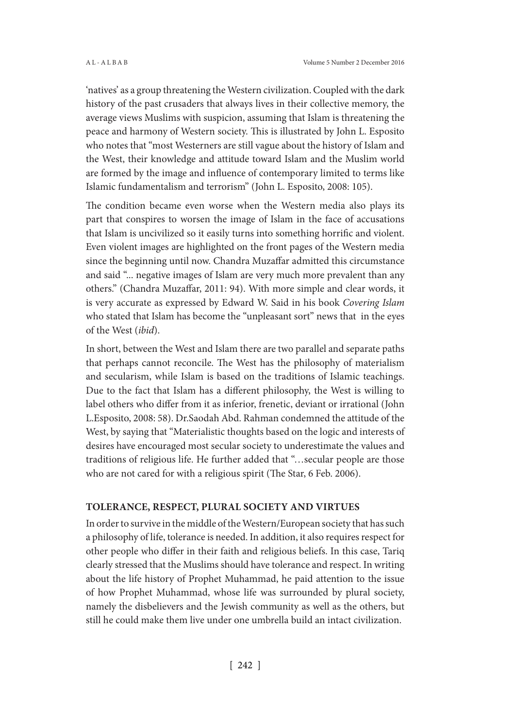'natives' as a group threatening the Western civilization. Coupled with the dark history of the past crusaders that always lives in their collective memory, the average views Muslims with suspicion, assuming that Islam is threatening the peace and harmony of Western society. This is illustrated by John L. Esposito who notes that "most Westerners are still vague about the history of Islam and the West, their knowledge and attitude toward Islam and the Muslim world are formed by the image and influence of contemporary limited to terms like Islamic fundamentalism and terrorism" (John L. Esposito, 2008: 105).

The condition became even worse when the Western media also plays its part that conspires to worsen the image of Islam in the face of accusations that Islam is uncivilized so it easily turns into something horrific and violent. Even violent images are highlighted on the front pages of the Western media since the beginning until now. Chandra Muzaffar admitted this circumstance and said "... negative images of Islam are very much more prevalent than any others." (Chandra Muzaffar, 2011: 94). With more simple and clear words, it is very accurate as expressed by Edward W. Said in his book *Covering Islam* who stated that Islam has become the "unpleasant sort" news that in the eyes of the West (*ibid*).

In short, between the West and Islam there are two parallel and separate paths that perhaps cannot reconcile. The West has the philosophy of materialism and secularism, while Islam is based on the traditions of Islamic teachings. Due to the fact that Islam has a different philosophy, the West is willing to label others who differ from it as inferior, frenetic, deviant or irrational (John L.Esposito, 2008: 58). Dr.Saodah Abd. Rahman condemned the attitude of the West, by saying that "Materialistic thoughts based on the logic and interests of desires have encouraged most secular society to underestimate the values and traditions of religious life. He further added that "…secular people are those who are not cared for with a religious spirit (The Star, 6 Feb. 2006).

## TOLERANCE, RESPECT, PLURAL SOCIETY AND VIRTUES

In order to survive in the middle of the Western/European society that has such a philosophy of life, tolerance is needed. In addition, it also requires respect for other people who differ in their faith and religious beliefs. In this case, Tariq clearly stressed that the Muslims should have tolerance and respect. In writing about the life history of Prophet Muhammad, he paid attention to the issue of how Prophet Muhammad, whose life was surrounded by plural society, namely the disbelievers and the Jewish community as well as the others, but still he could make them live under one umbrella build an intact civilization.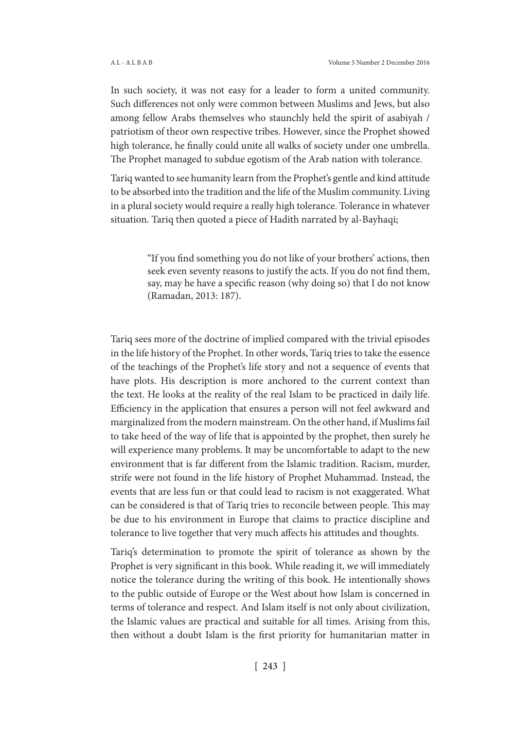In such society, it was not easy for a leader to form a united community. Such differences not only were common between Muslims and Jews, but also among fellow Arabs themselves who staunchly held the spirit of asabiyah / patriotism of theor own respective tribes. However, since the Prophet showed high tolerance, he finally could unite all walks of society under one umbrella. The Prophet managed to subdue egotism of the Arab nation with tolerance.

Tariq wanted to see humanity learn from the Prophet's gentle and kind attitude to be absorbed into the tradition and the life of the Muslim community. Living in a plural society would require a really high tolerance. Tolerance in whatever situation. Tariq then quoted a piece of Hadith narrated by al-Bayhaqi;

> "If you find something you do not like of your brothers' actions, then seek even seventy reasons to justify the acts. If you do not find them, say, may he have a specific reason (why doing so) that I do not know (Ramadan, 2013: 187).

Tariq sees more of the doctrine of implied compared with the trivial episodes in the life history of the Prophet. In other words, Tariq tries to take the essence of the teachings of the Prophet's life story and not a sequence of events that have plots. His description is more anchored to the current context than the text. He looks at the reality of the real Islam to be practiced in daily life. Efficiency in the application that ensures a person will not feel awkward and marginalized from the modern mainstream. On the other hand, if Muslims fail to take heed of the way of life that is appointed by the prophet, then surely he will experience many problems. It may be uncomfortable to adapt to the new environment that is far different from the Islamic tradition. Racism, murder, strife were not found in the life history of Prophet Muhammad. Instead, the events that are less fun or that could lead to racism is not exaggerated. What can be considered is that of Tariq tries to reconcile between people. This may be due to his environment in Europe that claims to practice discipline and tolerance to live together that very much affects his attitudes and thoughts.

Tariq's determination to promote the spirit of tolerance as shown by the Prophet is very significant in this book. While reading it, we will immediately notice the tolerance during the writing of this book. He intentionally shows to the public outside of Europe or the West about how Islam is concerned in terms of tolerance and respect. And Islam itself is not only about civilization, the Islamic values are practical and suitable for all times. Arising from this, then without a doubt Islam is the first priority for humanitarian matter in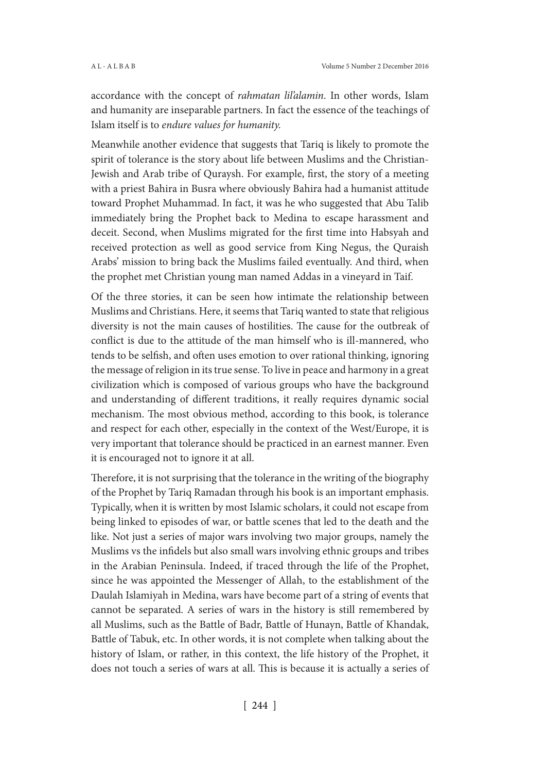accordance with the concept of *rahmatan lil'alamin*. In other words, Islam and humanity are inseparable partners. In fact the essence of the teachings of Islam itself is to *endure values for humanity.*

Meanwhile another evidence that suggests that Tariq is likely to promote the spirit of tolerance is the story about life between Muslims and the Christian-Jewish and Arab tribe of Quraysh. For example, first, the story of a meeting with a priest Bahira in Busra where obviously Bahira had a humanist attitude toward Prophet Muhammad. In fact, it was he who suggested that Abu Talib immediately bring the Prophet back to Medina to escape harassment and deceit. Second, when Muslims migrated for the first time into Habsyah and received protection as well as good service from King Negus, the Quraish Arabs' mission to bring back the Muslims failed eventually. And third, when the prophet met Christian young man named Addas in a vineyard in Taif.

Of the three stories, it can be seen how intimate the relationship between Muslims and Christians. Here, it seems that Tariq wanted to state that religious diversity is not the main causes of hostilities. The cause for the outbreak of conflict is due to the attitude of the man himself who is ill-mannered, who tends to be selfish, and often uses emotion to over rational thinking, ignoring the message of religion in its true sense. To live in peace and harmony in a great civilization which is composed of various groups who have the background and understanding of different traditions, it really requires dynamic social mechanism. The most obvious method, according to this book, is tolerance and respect for each other, especially in the context of the West/Europe, it is very important that tolerance should be practiced in an earnest manner. Even it is encouraged not to ignore it at all.

Therefore, it is not surprising that the tolerance in the writing of the biography of the Prophet by Tariq Ramadan through his book is an important emphasis. Typically, when it is written by most Islamic scholars, it could not escape from being linked to episodes of war, or battle scenes that led to the death and the like. Not just a series of major wars involving two major groups, namely the Muslims vs the infidels but also small wars involving ethnic groups and tribes in the Arabian Peninsula. Indeed, if traced through the life of the Prophet, since he was appointed the Messenger of Allah, to the establishment of the Daulah Islamiyah in Medina, wars have become part of a string of events that cannot be separated. A series of wars in the history is still remembered by all Muslims, such as the Battle of Badr, Battle of Hunayn, Battle of Khandak, Battle of Tabuk, etc. In other words, it is not complete when talking about the history of Islam, or rather, in this context, the life history of the Prophet, it does not touch a series of wars at all. This is because it is actually a series of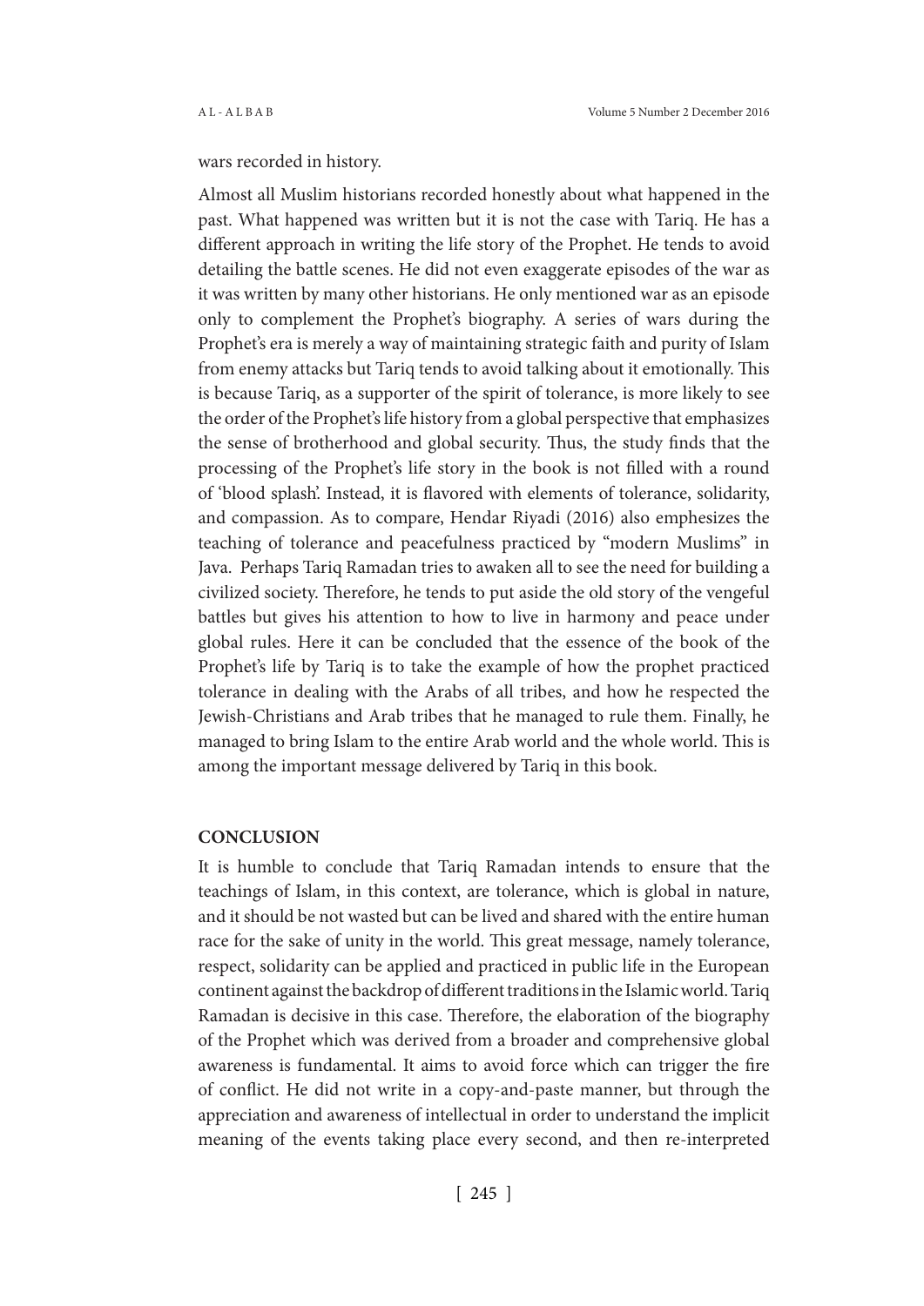wars recorded in history.

Almost all Muslim historians recorded honestly about what happened in the past. What happened was written but it is not the case with Tariq. He has a different approach in writing the life story of the Prophet. He tends to avoid detailing the battle scenes. He did not even exaggerate episodes of the war as it was written by many other historians. He only mentioned war as an episode only to complement the Prophet's biography. A series of wars during the Prophet's era is merely a way of maintaining strategic faith and purity of Islam from enemy attacks but Tariq tends to avoid talking about it emotionally. This is because Tariq, as a supporter of the spirit of tolerance, is more likely to see the order of the Prophet's life history from a global perspective that emphasizes the sense of brotherhood and global security. Thus, the study finds that the processing of the Prophet's life story in the book is not filled with a round of 'blood splash'. Instead, it is flavored with elements of tolerance, solidarity, and compassion. As to compare, Hendar Riyadi (2016) also emphesizes the teaching of tolerance and peacefulness practiced by "modern Muslims" in Java. Perhaps Tariq Ramadan tries to awaken all to see the need for building a civilized society. Therefore, he tends to put aside the old story of the vengeful battles but gives his attention to how to live in harmony and peace under global rules. Here it can be concluded that the essence of the book of the Prophet's life by Tariq is to take the example of how the prophet practiced tolerance in dealing with the Arabs of all tribes, and how he respected the Jewish-Christians and Arab tribes that he managed to rule them. Finally, he managed to bring Islam to the entire Arab world and the whole world. This is among the important message delivered by Tariq in this book.

## CONCLUSION

It is humble to conclude that Tariq Ramadan intends to ensure that the teachings of Islam, in this context, are tolerance, which is global in nature, and it should be not wasted but can be lived and shared with the entire human race for the sake of unity in the world. This great message, namely tolerance, respect, solidarity can be applied and practiced in public life in the European continent against the backdrop of different traditions in the Islamic world. Tariq Ramadan is decisive in this case. Therefore, the elaboration of the biography of the Prophet which was derived from a broader and comprehensive global awareness is fundamental. It aims to avoid force which can trigger the fire of conflict. He did not write in a copy-and-paste manner, but through the appreciation and awareness of intellectual in order to understand the implicit meaning of the events taking place every second, and then re-interpreted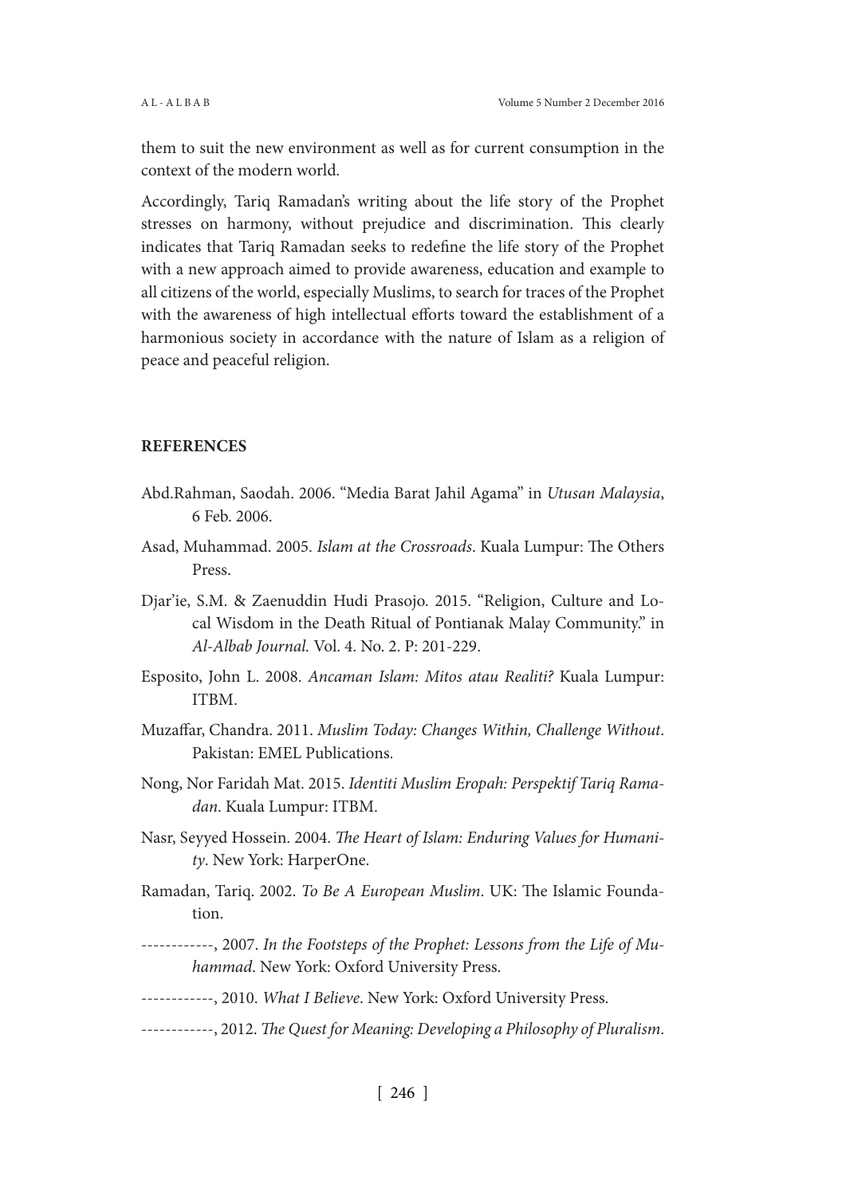them to suit the new environment as well as for current consumption in the context of the modern world.

Accordingly, Tariq Ramadan's writing about the life story of the Prophet stresses on harmony, without prejudice and discrimination. This clearly indicates that Tariq Ramadan seeks to redefine the life story of the Prophet with a new approach aimed to provide awareness, education and example to all citizens of the world, especially Muslims, to search for traces of the Prophet with the awareness of high intellectual efforts toward the establishment of a harmonious society in accordance with the nature of Islam as a religion of peace and peaceful religion.

## REFERENCES

Abd.Rahman, Saodah. 2006. "Media Barat Jahil Agama" in *Utusan Malaysia*, 6 Feb. 2006.

Asad, Muhammad. 2005. *Islam at the Crossroads*. Kuala Lumpur: The Others Press.

Djar'ie, S.M. & Zaenuddin Hudi Prasojo. 2015. "Religion, Culture and Local Wisdom in the Death Ritual of Pontianak Malay Community." in *Al-Albab Journal.* Vol. 4. No. 2. P: 201-229.

Esposito, John L. 2008. *Ancaman Islam: Mitos atau Realiti?* Kuala Lumpur: ITBM.

Muzaffar, Chandra. 2011. *Muslim Today: Changes Within, Challenge Without*. Pakistan: EMEL Publications.

Nong, Nor Faridah Mat. 2015. *Identiti Muslim Eropah: Perspektif Tariq Ramadan*. Kuala Lumpur: ITBM.

Nasr, Seyyed Hossein. 2004. *The Heart of Islam: Enduring Values for Humanity*. New York: HarperOne.

Ramadan, Tariq. 2002. *To Be A European Muslim*. UK: The Islamic Foundation.

------------, 2007. *In the Footsteps of the Prophet: Lessons from the Life of Muhammad*. New York: Oxford University Press.

------------, 2010. *What I Believe*. New York: Oxford University Press.

------------, 2012. *The Quest for Meaning: Developing a Philosophy of Pluralism*.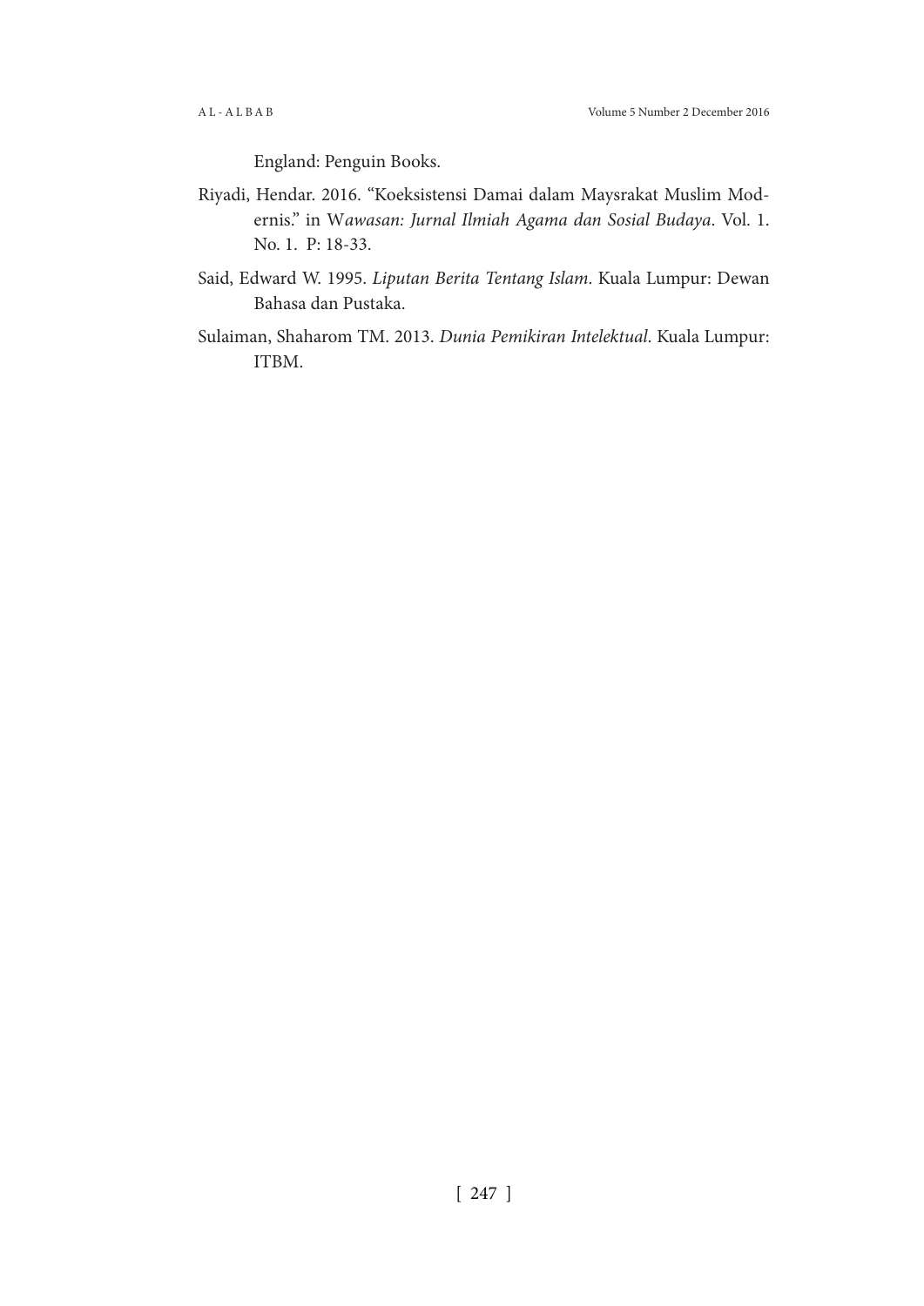England: Penguin Books.

Riyadi, Hendar. 2016. "Koeksistensi Damai dalam Maysrakat Muslim Modernis." in W*awasan: Jurnal Ilmiah Agama dan Sosial Budaya*. Vol. 1. No. 1. P: 18-33.

Said, Edward W. 1995. *Liputan Berita Tentang Islam*. Kuala Lumpur: Dewan Bahasa dan Pustaka.

Sulaiman, Shaharom TM. 2013. *Dunia Pemikiran Intelektual*. Kuala Lumpur: ITBM.